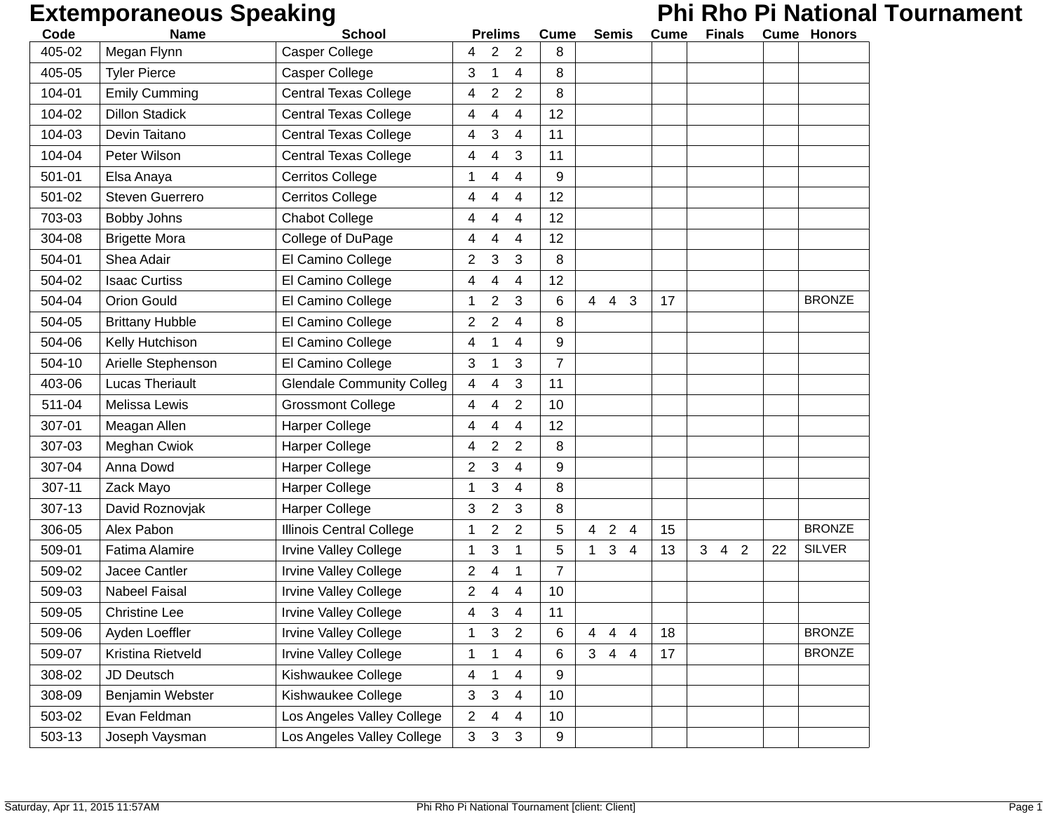# Extemporaneous Speaking

## Phi Rho Pi National Tournament

| Code | Name | School | Prelims | Cume | Semis | Cume | Finals | Cume | Honors |
|---|---|---|---|---|---|---|---|---|---|
| 405-02 | Megan Flynn | Casper College | 4 2 2 | 8 | | | | | |
| 405-05 | Tyler Pierce | Casper College | 3 1 4 | 8 | | | | | |
| 104-01 | Emily Cumming | Central Texas College | 4 2 2 | 8 | | | | | |
| 104-02 | Dillon Stadick | Central Texas College | 4 4 4 | 12 | | | | | |
| 104-03 | Devin Taitano | Central Texas College | 4 3 4 | 11 | | | | | |
| 104-04 | Peter Wilson | Central Texas College | 4 4 3 | 11 | | | | | |
| 501-01 | Elsa Anaya | Cerritos College | 1 4 4 | 9 | | | | | |
| 501-02 | Steven Guerrero | Cerritos College | 4 4 4 | 12 | | | | | |
| 703-03 | Bobby Johns | Chabot College | 4 4 4 | 12 | | | | | |
| 304-08 | Brigette Mora | College of DuPage | 4 4 4 | 12 | | | | | |
| 504-01 | Shea Adair | El Camino College | 2 3 3 | 8 | | | | | |
| 504-02 | Isaac Curtiss | El Camino College | 4 4 4 | 12 | | | | | |
| 504-04 | Orion Gould | El Camino College | 1 2 3 | 6 | 4 4 3 | 17 | | | BRONZE |
| 504-05 | Brittany Hubble | El Camino College | 2 2 4 | 8 | | | | | |
| 504-06 | Kelly Hutchison | El Camino College | 4 1 4 | 9 | | | | | |
| 504-10 | Arielle Stephenson | El Camino College | 3 1 3 | 7 | | | | | |
| 403-06 | Lucas Theriault | Glendale Community Colleg | 4 4 3 | 11 | | | | | |
| 511-04 | Melissa Lewis | Grossmont College | 4 4 2 | 10 | | | | | |
| 307-01 | Meagan Allen | Harper College | 4 4 4 | 12 | | | | | |
| 307-03 | Meghan Cwiok | Harper College | 4 2 2 | 8 | | | | | |
| 307-04 | Anna Dowd | Harper College | 2 3 4 | 9 | | | | | |
| 307-11 | Zack Mayo | Harper College | 1 3 4 | 8 | | | | | |
| 307-13 | David Roznovjak | Harper College | 3 2 3 | 8 | | | | | |
| 306-05 | Alex Pabon | Illinois Central College | 1 2 2 | 5 | 4 2 4 | 15 | | | BRONZE |
| 509-01 | Fatima Alamire | Irvine Valley College | 1 3 1 | 5 | 1 3 4 | 13 | 3 4 2 | 22 | SILVER |
| 509-02 | Jacee Cantler | Irvine Valley College | 2 4 1 | 7 | | | | | |
| 509-03 | Nabeel Faisal | Irvine Valley College | 2 4 4 | 10 | | | | | |
| 509-05 | Christine Lee | Irvine Valley College | 4 3 4 | 11 | | | | | |
| 509-06 | Ayden Loeffler | Irvine Valley College | 1 3 2 | 6 | 4 4 4 | 18 | | | BRONZE |
| 509-07 | Kristina Rietveld | Irvine Valley College | 1 1 4 | 6 | 3 4 4 | 17 | | | BRONZE |
| 308-02 | JD Deutsch | Kishwaukee College | 4 1 4 | 9 | | | | | |
| 308-09 | Benjamin Webster | Kishwaukee College | 3 3 4 | 10 | | | | | |
| 503-02 | Evan Feldman | Los Angeles Valley College | 2 4 4 | 10 | | | | | |
| 503-13 | Joseph Vaysman | Los Angeles Valley College | 3 3 3 | 9 | | | | | |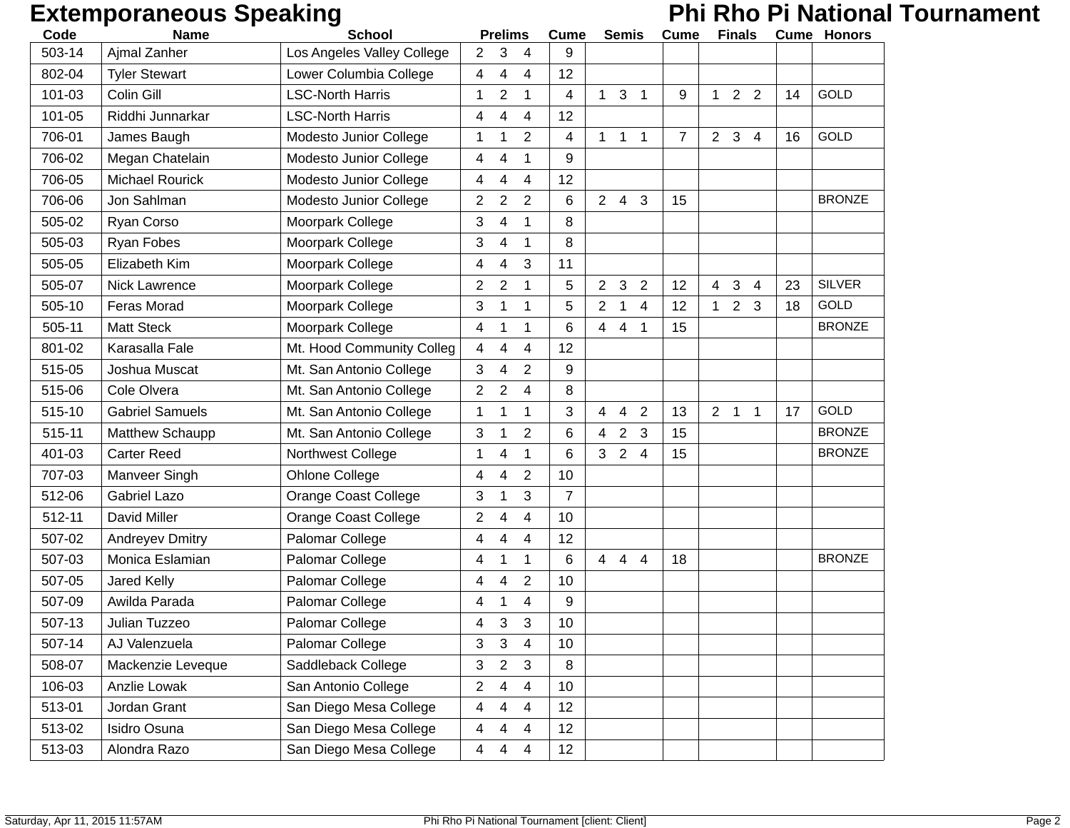# Extemporaneous Speaking

## Phi Rho Pi National Tournament

| Code | Name | School | Prelims | Cume | Semis | Cume | Finals | Cume | Honors |
|---|---|---|---|---|---|---|---|---|---|
| 503-14 | Ajmal Zanher | Los Angeles Valley College | 2 3 4 | 9 | | | | | |
| 802-04 | Tyler Stewart | Lower Columbia College | 4 4 4 | 12 | | | | | |
| 101-03 | Colin Gill | LSC-North Harris | 1 2 1 | 4 | 1 3 1 | 9 | 1 2 2 | 14 | GOLD |
| 101-05 | Riddhi Junnarkar | LSC-North Harris | 4 4 4 | 12 | | | | | |
| 706-01 | James Baugh | Modesto Junior College | 1 1 2 | 4 | 1 1 1 | 7 | 2 3 4 | 16 | GOLD |
| 706-02 | Megan Chatelain | Modesto Junior College | 4 4 1 | 9 | | | | | |
| 706-05 | Michael Rourick | Modesto Junior College | 4 4 4 | 12 | | | | | |
| 706-06 | Jon Sahlman | Modesto Junior College | 2 2 2 | 6 | 2 4 3 | 15 | | | BRONZE |
| 505-02 | Ryan Corso | Moorpark College | 3 4 1 | 8 | | | | | |
| 505-03 | Ryan Fobes | Moorpark College | 3 4 1 | 8 | | | | | |
| 505-05 | Elizabeth Kim | Moorpark College | 4 4 3 | 11 | | | | | |
| 505-07 | Nick Lawrence | Moorpark College | 2 2 1 | 5 | 2 3 2 | 12 | 4 3 4 | 23 | SILVER |
| 505-10 | Feras Morad | Moorpark College | 3 1 1 | 5 | 2 1 4 | 12 | 1 2 3 | 18 | GOLD |
| 505-11 | Matt Steck | Moorpark College | 4 1 1 | 6 | 4 4 1 | 15 | | | BRONZE |
| 801-02 | Karasalla Fale | Mt. Hood Community Colleg | 4 4 4 | 12 | | | | | |
| 515-05 | Joshua Muscat | Mt. San Antonio College | 3 4 2 | 9 | | | | | |
| 515-06 | Cole Olvera | Mt. San Antonio College | 2 2 4 | 8 | | | | | |
| 515-10 | Gabriel Samuels | Mt. San Antonio College | 1 1 1 | 3 | 4 4 2 | 13 | 2 1 1 | 17 | GOLD |
| 515-11 | Matthew Schaupp | Mt. San Antonio College | 3 1 2 | 6 | 4 2 3 | 15 | | | BRONZE |
| 401-03 | Carter Reed | Northwest College | 1 4 1 | 6 | 3 2 4 | 15 | | | BRONZE |
| 707-03 | Manveer Singh | Ohlone College | 4 4 2 | 10 | | | | | |
| 512-06 | Gabriel Lazo | Orange Coast College | 3 1 3 | 7 | | | | | |
| 512-11 | David Miller | Orange Coast College | 2 4 4 | 10 | | | | | |
| 507-02 | Andreyev Dmitry | Palomar College | 4 4 4 | 12 | | | | | |
| 507-03 | Monica Eslamian | Palomar College | 4 1 1 | 6 | 4 4 4 | 18 | | | BRONZE |
| 507-05 | Jared Kelly | Palomar College | 4 4 2 | 10 | | | | | |
| 507-09 | Awilda Parada | Palomar College | 4 1 4 | 9 | | | | | |
| 507-13 | Julian Tuzzeo | Palomar College | 4 3 3 | 10 | | | | | |
| 507-14 | AJ Valenzuela | Palomar College | 3 3 4 | 10 | | | | | |
| 508-07 | Mackenzie Leveque | Saddleback College | 3 2 3 | 8 | | | | | |
| 106-03 | Anzlie Lowak | San Antonio College | 2 4 4 | 10 | | | | | |
| 513-01 | Jordan Grant | San Diego Mesa College | 4 4 4 | 12 | | | | | |
| 513-02 | Isidro Osuna | San Diego Mesa College | 4 4 4 | 12 | | | | | |
| 513-03 | Alondra Razo | San Diego Mesa College | 4 4 4 | 12 | | | | | |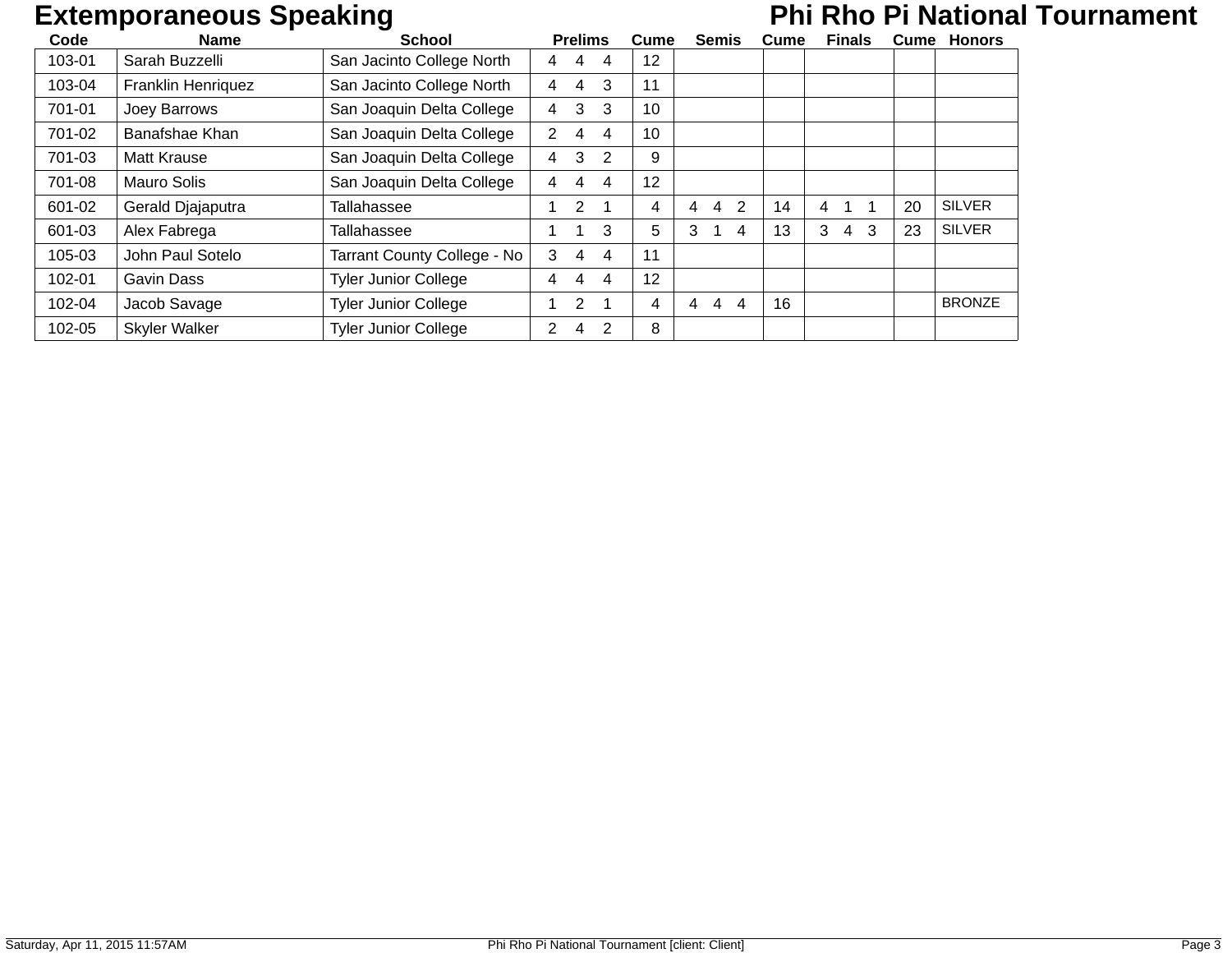# Extemporaneous Speaking

## Phi Rho Pi National Tournament

| Code | Name | School | Prelims | Cume | Semis | Cume | Finals | Cume | Honors |
|---|---|---|---|---|---|---|---|---|---|
| 103-01 | Sarah Buzzelli | San Jacinto College North | 4 4 4 | 12 | | | | | |
| 103-04 | Franklin Henriquez | San Jacinto College North | 4 4 3 | 11 | | | | | |
| 701-01 | Joey Barrows | San Joaquin Delta College | 4 3 3 | 10 | | | | | |
| 701-02 | Banafshae Khan | San Joaquin Delta College | 2 4 4 | 10 | | | | | |
| 701-03 | Matt Krause | San Joaquin Delta College | 4 3 2 | 9 | | | | | |
| 701-08 | Mauro Solis | San Joaquin Delta College | 4 4 4 | 12 | | | | | |
| 601-02 | Gerald Djajaputra | Tallahassee | 1 2 1 | 4 | 4 4 2 | 14 | 4 1 1 | 20 | SILVER |
| 601-03 | Alex Fabrega | Tallahassee | 1 1 3 | 5 | 3 1 4 | 13 | 3 4 3 | 23 | SILVER |
| 105-03 | John Paul Sotelo | Tarrant County College - No | 3 4 4 | 11 | | | | | |
| 102-01 | Gavin Dass | Tyler Junior College | 4 4 4 | 12 | | | | | |
| 102-04 | Jacob Savage | Tyler Junior College | 1 2 1 | 4 | 4 4 4 | 16 | | | BRONZE |
| 102-05 | Skyler Walker | Tyler Junior College | 2 4 2 | 8 | | | | | |